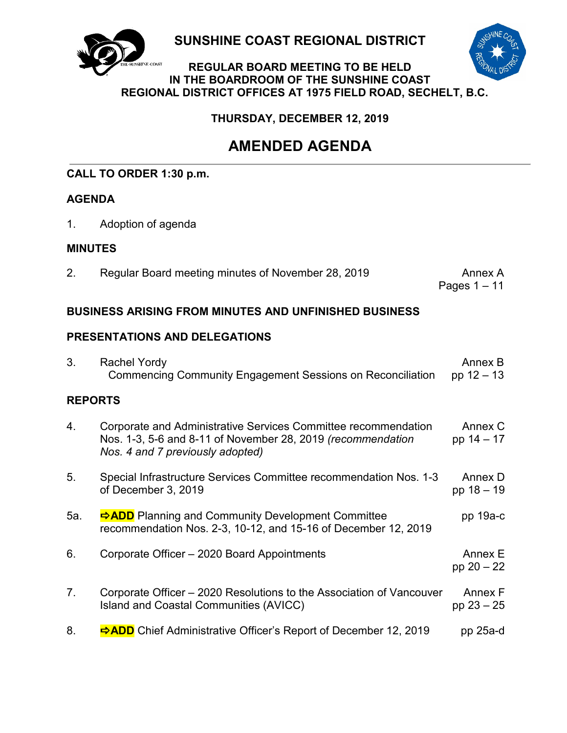# SUNSHINE COAST REGIONAL DISTRICT

## REGULAR BOARD MEETING TO BE HELD IN THE BOARDROOM OF THE SUNSHINE COAST REGIONAL DISTRICT OFFICES AT 1975 FIELD ROAD, SECHELT, B.C.

**THURSDAY, DECEMBER 12, 2019**

# AMENDED AGENDA

---

**CALL TO ORDER 1:30 p.m.**

**AGENDA**

1. Adoption of agenda

**MINUTES**

| | | |
|---|---|---|
| 2. | Regular Board meeting minutes of November 28, 2019 | Annex A<br>Pages 1 – 11 |

**BUSINESS ARISING FROM MINUTES AND UNFINISHED BUSINESS**

**PRESENTATIONS AND DELEGATIONS**

| | | |
|---|---|---|
| 3. | Rachel Yordy<br>Commencing Community Engagement Sessions on Reconciliation | Annex B<br>pp 12 – 13 |

**REPORTS**

| | | |
|---|---|---|
| 4. | Corporate and Administrative Services Committee recommendation Nos. 1-3, 5-6 and 8-11 of November 28, 2019 *(recommendation Nos. 4 and 7 previously adopted)* | Annex C<br>pp 14 – 17 |
| 5. | Special Infrastructure Services Committee recommendation Nos. 1-3 of December 3, 2019 | Annex D<br>pp 18 – 19 |
| 5a. | **⇨ADD** Planning and Community Development Committee recommendation Nos. 2-3, 10-12, and 15-16 of December 12, 2019 | pp 19a-c |
| 6. | Corporate Officer – 2020 Board Appointments | Annex E<br>pp 20 – 22 |
| 7. | Corporate Officer – 2020 Resolutions to the Association of Vancouver Island and Coastal Communities (AVICC) | Annex F<br>pp 23 – 25 |
| 8. | **⇨ADD** Chief Administrative Officer's Report of December 12, 2019 | pp 25a-d |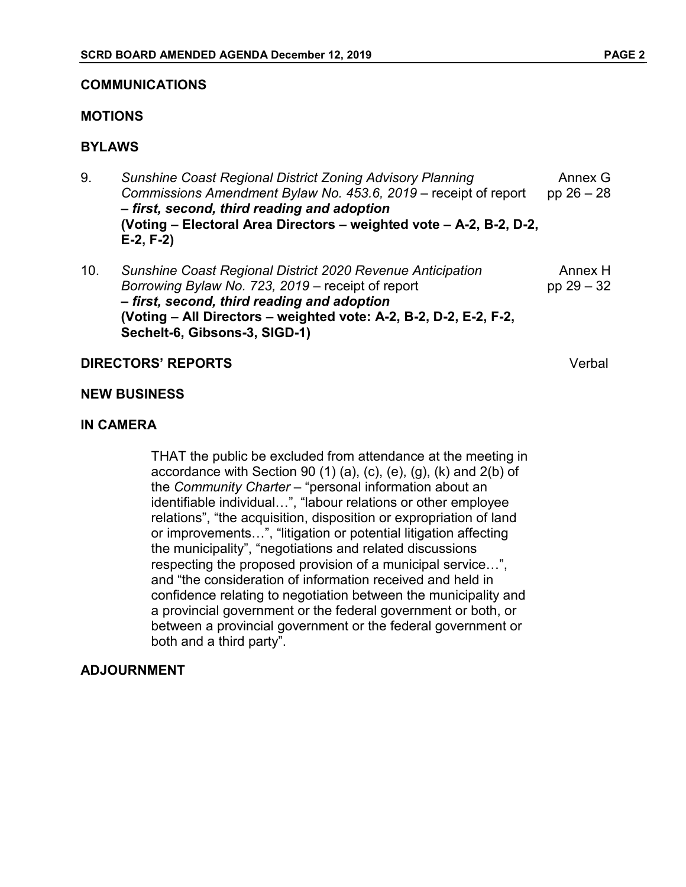**COMMUNICATIONS**

**MOTIONS**

**BYLAWS**

9. *Sunshine Coast Regional District Zoning Advisory Planning Commissions Amendment Bylaw No. 453.6, 2019* – receipt of report ***– first, second, third reading and adoption*** **(Voting – Electoral Area Directors – weighted vote – A-2, B-2, D-2, E-2, F-2)** — Annex G pp 26 – 28

10. *Sunshine Coast Regional District 2020 Revenue Anticipation Borrowing Bylaw No. 723, 2019* – receipt of report ***– first, second, third reading and adoption*** **(Voting – All Directors – weighted vote: A-2, B-2, D-2, E-2, F-2, Sechelt-6, Gibsons-3, SIGD-1)** — Annex H pp 29 – 32

**DIRECTORS' REPORTS** — Verbal

**NEW BUSINESS**

**IN CAMERA**

THAT the public be excluded from attendance at the meeting in accordance with Section 90 (1) (a), (c), (e), (g), (k) and 2(b) of the *Community Charter* – "personal information about an identifiable individual…", "labour relations or other employee relations", "the acquisition, disposition or expropriation of land or improvements…", "litigation or potential litigation affecting the municipality", "negotiations and related discussions respecting the proposed provision of a municipal service…", and "the consideration of information received and held in confidence relating to negotiation between the municipality and a provincial government or the federal government or both, or between a provincial government or the federal government or both and a third party".

**ADJOURNMENT**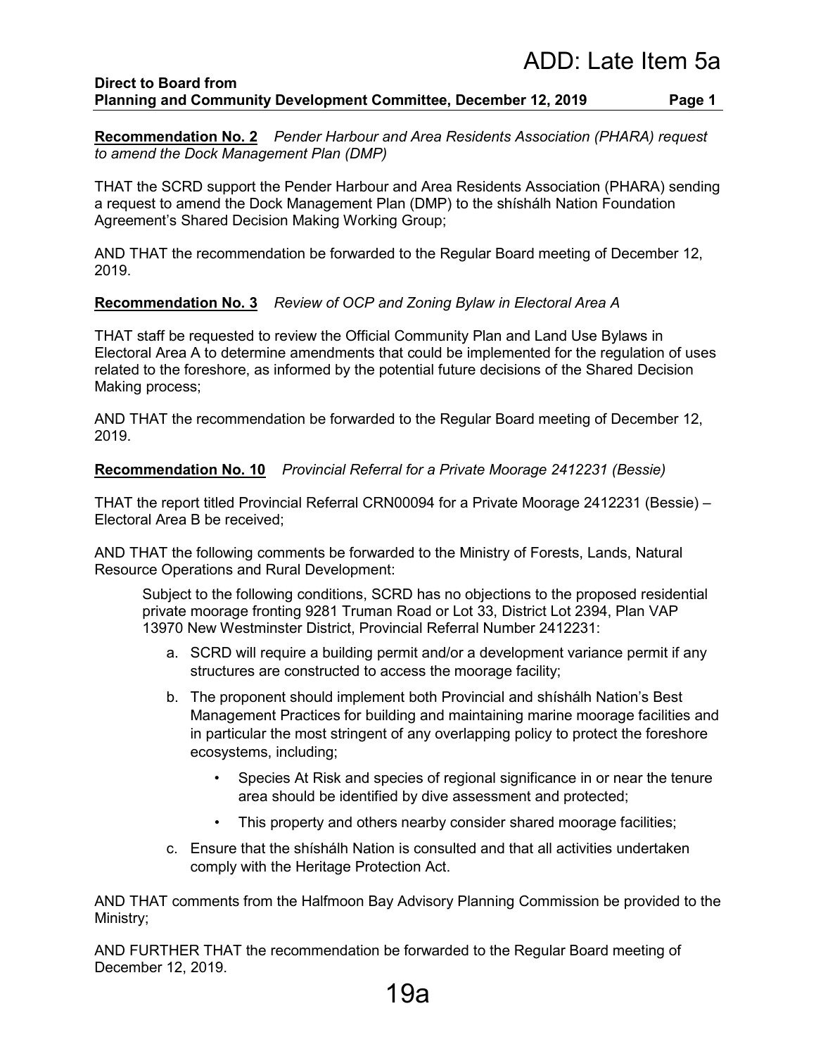ADD: Late Item 5a

**Direct to Board from**
**Planning and Community Development Committee, December 12, 2019**

**Recommendation No. 2** *Pender Harbour and Area Residents Association (PHARA) request to amend the Dock Management Plan (DMP)*

THAT the SCRD support the Pender Harbour and Area Residents Association (PHARA) sending a request to amend the Dock Management Plan (DMP) to the shíshálh Nation Foundation Agreement's Shared Decision Making Working Group;

AND THAT the recommendation be forwarded to the Regular Board meeting of December 12, 2019.

**Recommendation No. 3** *Review of OCP and Zoning Bylaw in Electoral Area A*

THAT staff be requested to review the Official Community Plan and Land Use Bylaws in Electoral Area A to determine amendments that could be implemented for the regulation of uses related to the foreshore, as informed by the potential future decisions of the Shared Decision Making process;

AND THAT the recommendation be forwarded to the Regular Board meeting of December 12, 2019.

**Recommendation No. 10** *Provincial Referral for a Private Moorage 2412231 (Bessie)*

THAT the report titled Provincial Referral CRN00094 for a Private Moorage 2412231 (Bessie) – Electoral Area B be received;

AND THAT the following comments be forwarded to the Ministry of Forests, Lands, Natural Resource Operations and Rural Development:

> Subject to the following conditions, SCRD has no objections to the proposed residential private moorage fronting 9281 Truman Road or Lot 33, District Lot 2394, Plan VAP 13970 New Westminster District, Provincial Referral Number 2412231:
>
> a. SCRD will require a building permit and/or a development variance permit if any structures are constructed to access the moorage facility;
>
> b. The proponent should implement both Provincial and shíshálh Nation's Best Management Practices for building and maintaining marine moorage facilities and in particular the most stringent of any overlapping policy to protect the foreshore ecosystems, including;
>
> - Species At Risk and species of regional significance in or near the tenure area should be identified by dive assessment and protected;
> - This property and others nearby consider shared moorage facilities;
>
> c. Ensure that the shíshálh Nation is consulted and that all activities undertaken comply with the Heritage Protection Act.

AND THAT comments from the Halfmoon Bay Advisory Planning Commission be provided to the Ministry;

AND FURTHER THAT the recommendation be forwarded to the Regular Board meeting of December 12, 2019.

19a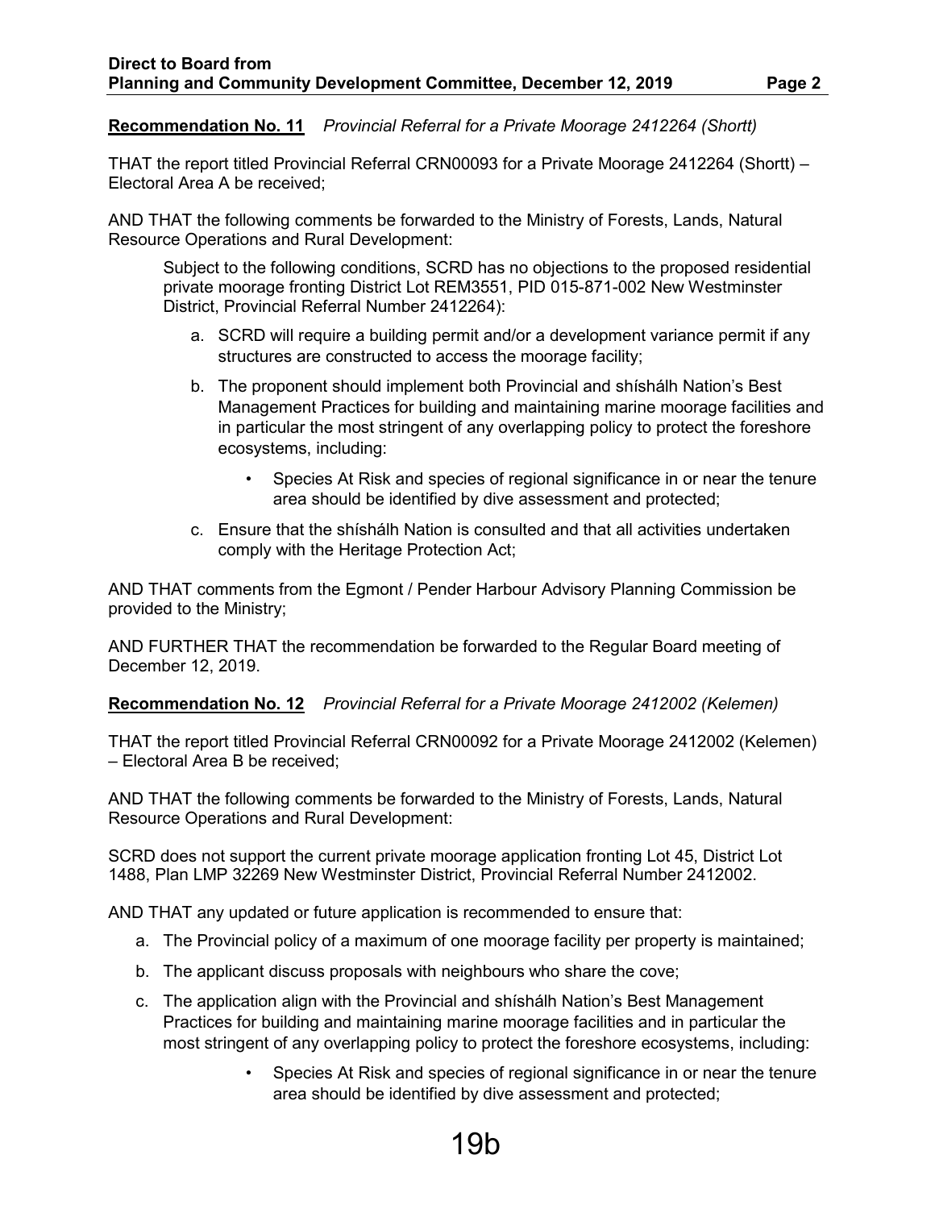**Recommendation No. 11** *Provincial Referral for a Private Moorage 2412264 (Shortt)*

THAT the report titled Provincial Referral CRN00093 for a Private Moorage 2412264 (Shortt) – Electoral Area A be received;

AND THAT the following comments be forwarded to the Ministry of Forests, Lands, Natural Resource Operations and Rural Development:

> Subject to the following conditions, SCRD has no objections to the proposed residential private moorage fronting District Lot REM3551, PID 015-871-002 New Westminster District, Provincial Referral Number 2412264):
>
> a. SCRD will require a building permit and/or a development variance permit if any structures are constructed to access the moorage facility;
>
> b. The proponent should implement both Provincial and shíshálh Nation's Best Management Practices for building and maintaining marine moorage facilities and in particular the most stringent of any overlapping policy to protect the foreshore ecosystems, including:
>
>    - Species At Risk and species of regional significance in or near the tenure area should be identified by dive assessment and protected;
>
> c. Ensure that the shíshálh Nation is consulted and that all activities undertaken comply with the Heritage Protection Act;

AND THAT comments from the Egmont / Pender Harbour Advisory Planning Commission be provided to the Ministry;

AND FURTHER THAT the recommendation be forwarded to the Regular Board meeting of December 12, 2019.

**Recommendation No. 12** *Provincial Referral for a Private Moorage 2412002 (Kelemen)*

THAT the report titled Provincial Referral CRN00092 for a Private Moorage 2412002 (Kelemen) – Electoral Area B be received;

AND THAT the following comments be forwarded to the Ministry of Forests, Lands, Natural Resource Operations and Rural Development:

SCRD does not support the current private moorage application fronting Lot 45, District Lot 1488, Plan LMP 32269 New Westminster District, Provincial Referral Number 2412002.

AND THAT any updated or future application is recommended to ensure that:

a. The Provincial policy of a maximum of one moorage facility per property is maintained;

b. The applicant discuss proposals with neighbours who share the cove;

c. The application align with the Provincial and shíshálh Nation's Best Management Practices for building and maintaining marine moorage facilities and in particular the most stringent of any overlapping policy to protect the foreshore ecosystems, including:

   - Species At Risk and species of regional significance in or near the tenure area should be identified by dive assessment and protected;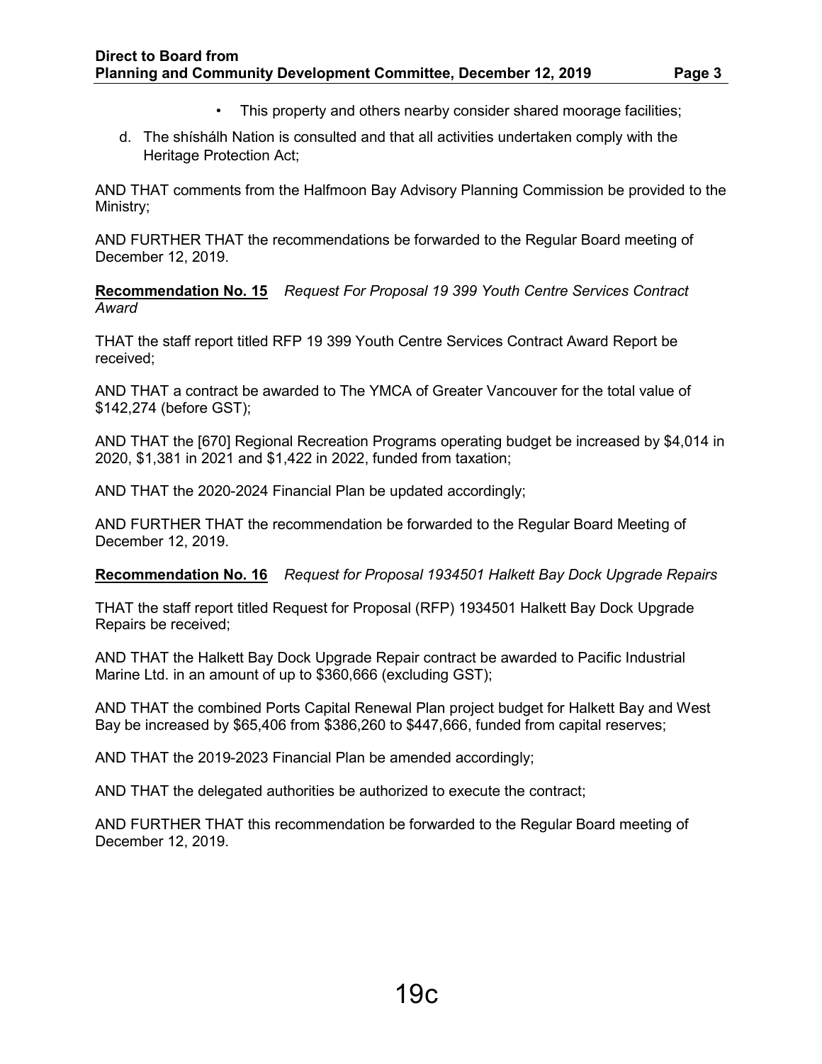- This property and others nearby consider shared moorage facilities;

d. The shíshálh Nation is consulted and that all activities undertaken comply with the Heritage Protection Act;

AND THAT comments from the Halfmoon Bay Advisory Planning Commission be provided to the Ministry;

AND FURTHER THAT the recommendations be forwarded to the Regular Board meeting of December 12, 2019.

**Recommendation No. 15** *Request For Proposal 19 399 Youth Centre Services Contract Award*

THAT the staff report titled RFP 19 399 Youth Centre Services Contract Award Report be received;

AND THAT a contract be awarded to The YMCA of Greater Vancouver for the total value of $142,274 (before GST);

AND THAT the [670] Regional Recreation Programs operating budget be increased by $4,014 in 2020, $1,381 in 2021 and $1,422 in 2022, funded from taxation;

AND THAT the 2020-2024 Financial Plan be updated accordingly;

AND FURTHER THAT the recommendation be forwarded to the Regular Board Meeting of December 12, 2019.

**Recommendation No. 16** *Request for Proposal 1934501 Halkett Bay Dock Upgrade Repairs*

THAT the staff report titled Request for Proposal (RFP) 1934501 Halkett Bay Dock Upgrade Repairs be received;

AND THAT the Halkett Bay Dock Upgrade Repair contract be awarded to Pacific Industrial Marine Ltd. in an amount of up to $360,666 (excluding GST);

AND THAT the combined Ports Capital Renewal Plan project budget for Halkett Bay and West Bay be increased by $65,406 from $386,260 to $447,666, funded from capital reserves;

AND THAT the 2019-2023 Financial Plan be amended accordingly;

AND THAT the delegated authorities be authorized to execute the contract;

AND FURTHER THAT this recommendation be forwarded to the Regular Board meeting of December 12, 2019.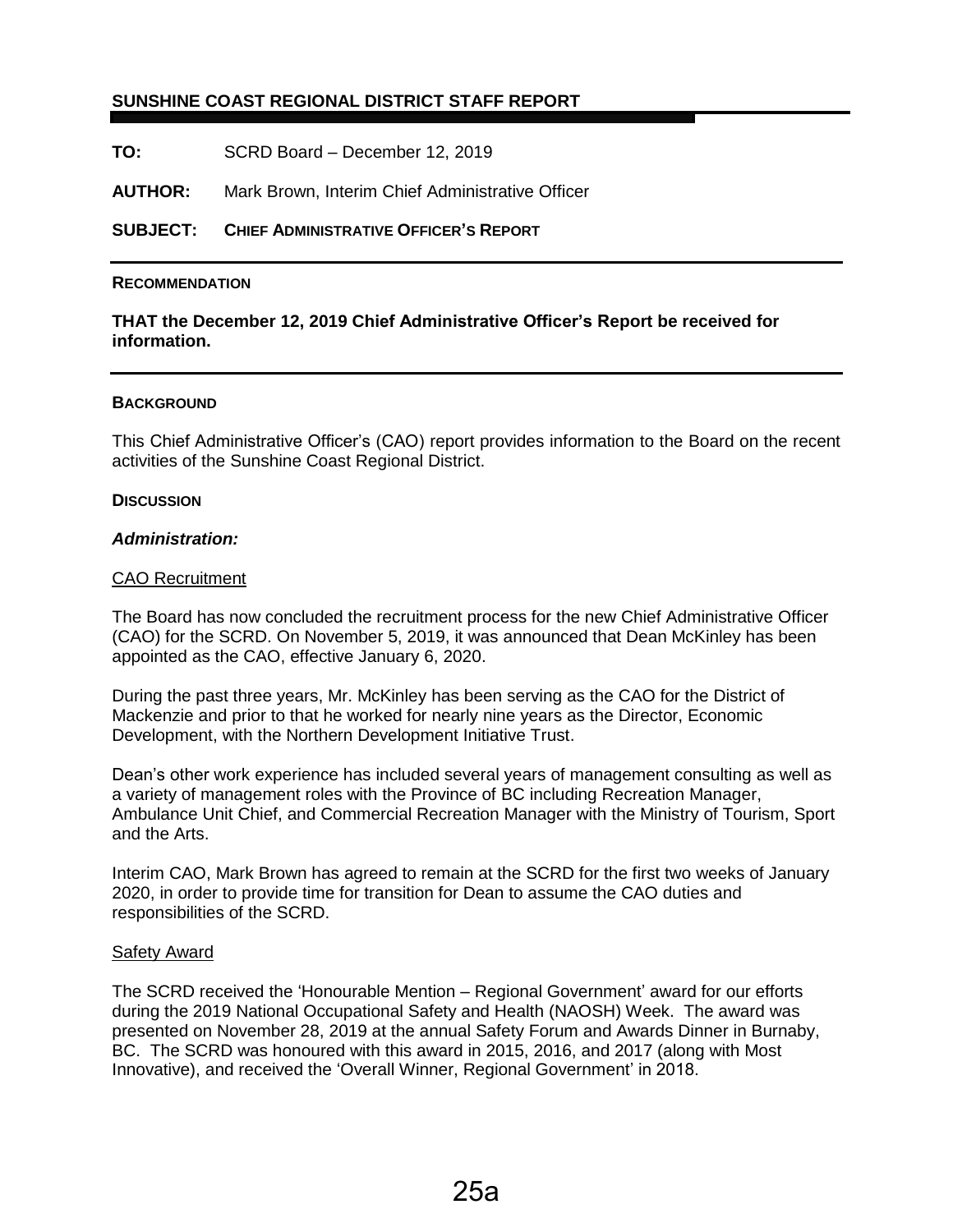## SUNSHINE COAST REGIONAL DISTRICT STAFF REPORT

**TO:** SCRD Board – December 12, 2019

**AUTHOR:** Mark Brown, Interim Chief Administrative Officer

**SUBJECT:** **CHIEF ADMINISTRATIVE OFFICER'S REPORT**

**RECOMMENDATION**

**THAT the December 12, 2019 Chief Administrative Officer's Report be received for information.**

**BACKGROUND**

This Chief Administrative Officer's (CAO) report provides information to the Board on the recent activities of the Sunshine Coast Regional District.

**DISCUSSION**

***Administration:***

CAO Recruitment

The Board has now concluded the recruitment process for the new Chief Administrative Officer (CAO) for the SCRD. On November 5, 2019, it was announced that Dean McKinley has been appointed as the CAO, effective January 6, 2020.

During the past three years, Mr. McKinley has been serving as the CAO for the District of Mackenzie and prior to that he worked for nearly nine years as the Director, Economic Development, with the Northern Development Initiative Trust.

Dean's other work experience has included several years of management consulting as well as a variety of management roles with the Province of BC including Recreation Manager, Ambulance Unit Chief, and Commercial Recreation Manager with the Ministry of Tourism, Sport and the Arts.

Interim CAO, Mark Brown has agreed to remain at the SCRD for the first two weeks of January 2020, in order to provide time for transition for Dean to assume the CAO duties and responsibilities of the SCRD.

Safety Award

The SCRD received the 'Honourable Mention – Regional Government' award for our efforts during the 2019 National Occupational Safety and Health (NAOSH) Week. The award was presented on November 28, 2019 at the annual Safety Forum and Awards Dinner in Burnaby, BC. The SCRD was honoured with this award in 2015, 2016, and 2017 (along with Most Innovative), and received the 'Overall Winner, Regional Government' in 2018.

25a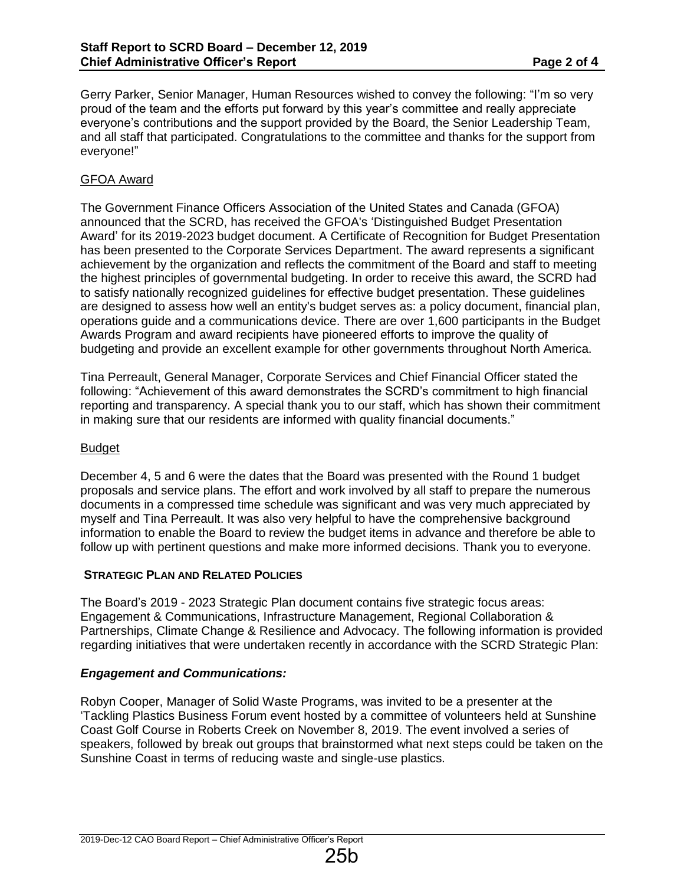Gerry Parker, Senior Manager, Human Resources wished to convey the following: "I'm so very proud of the team and the efforts put forward by this year's committee and really appreciate everyone's contributions and the support provided by the Board, the Senior Leadership Team, and all staff that participated. Congratulations to the committee and thanks for the support from everyone!"

GFOA Award

The Government Finance Officers Association of the United States and Canada (GFOA) announced that the SCRD, has received the GFOA's 'Distinguished Budget Presentation Award' for its 2019-2023 budget document. A Certificate of Recognition for Budget Presentation has been presented to the Corporate Services Department. The award represents a significant achievement by the organization and reflects the commitment of the Board and staff to meeting the highest principles of governmental budgeting. In order to receive this award, the SCRD had to satisfy nationally recognized guidelines for effective budget presentation. These guidelines are designed to assess how well an entity's budget serves as: a policy document, financial plan, operations guide and a communications device. There are over 1,600 participants in the Budget Awards Program and award recipients have pioneered efforts to improve the quality of budgeting and provide an excellent example for other governments throughout North America.

Tina Perreault, General Manager, Corporate Services and Chief Financial Officer stated the following: "Achievement of this award demonstrates the SCRD's commitment to high financial reporting and transparency. A special thank you to our staff, which has shown their commitment in making sure that our residents are informed with quality financial documents."

Budget

December 4, 5 and 6 were the dates that the Board was presented with the Round 1 budget proposals and service plans. The effort and work involved by all staff to prepare the numerous documents in a compressed time schedule was significant and was very much appreciated by myself and Tina Perreault. It was also very helpful to have the comprehensive background information to enable the Board to review the budget items in advance and therefore be able to follow up with pertinent questions and make more informed decisions. Thank you to everyone.

## STRATEGIC PLAN AND RELATED POLICIES

The Board's 2019 - 2023 Strategic Plan document contains five strategic focus areas: Engagement & Communications, Infrastructure Management, Regional Collaboration & Partnerships, Climate Change & Resilience and Advocacy. The following information is provided regarding initiatives that were undertaken recently in accordance with the SCRD Strategic Plan:

### *Engagement and Communications:*

Robyn Cooper, Manager of Solid Waste Programs, was invited to be a presenter at the 'Tackling Plastics Business Forum event hosted by a committee of volunteers held at Sunshine Coast Golf Course in Roberts Creek on November 8, 2019. The event involved a series of speakers, followed by break out groups that brainstormed what next steps could be taken on the Sunshine Coast in terms of reducing waste and single-use plastics.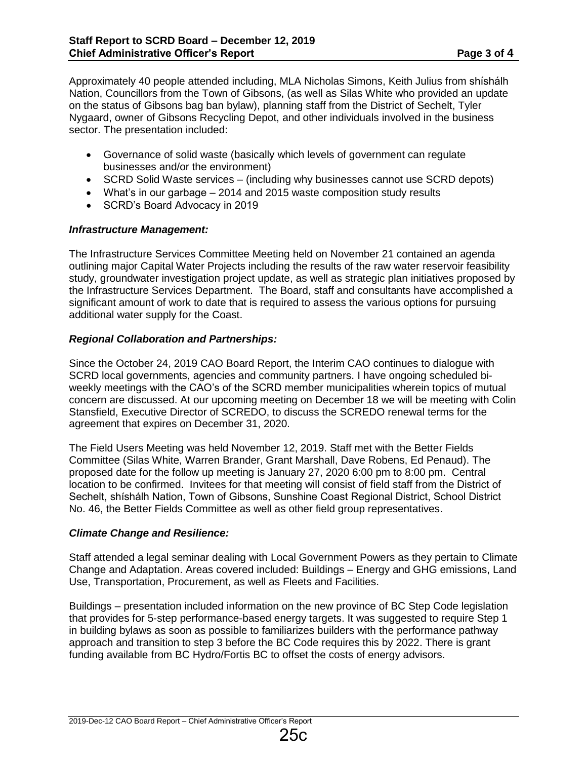Approximately 40 people attended including, MLA Nicholas Simons, Keith Julius from shíshálh Nation, Councillors from the Town of Gibsons, (as well as Silas White who provided an update on the status of Gibsons bag ban bylaw), planning staff from the District of Sechelt, Tyler Nygaard, owner of Gibsons Recycling Depot, and other individuals involved in the business sector. The presentation included:

- Governance of solid waste (basically which levels of government can regulate businesses and/or the environment)
- SCRD Solid Waste services – (including why businesses cannot use SCRD depots)
- What's in our garbage – 2014 and 2015 waste composition study results
- SCRD's Board Advocacy in 2019

***Infrastructure Management:***

The Infrastructure Services Committee Meeting held on November 21 contained an agenda outlining major Capital Water Projects including the results of the raw water reservoir feasibility study, groundwater investigation project update, as well as strategic plan initiatives proposed by the Infrastructure Services Department. The Board, staff and consultants have accomplished a significant amount of work to date that is required to assess the various options for pursuing additional water supply for the Coast.

***Regional Collaboration and Partnerships:***

Since the October 24, 2019 CAO Board Report, the Interim CAO continues to dialogue with SCRD local governments, agencies and community partners. I have ongoing scheduled bi-weekly meetings with the CAO's of the SCRD member municipalities wherein topics of mutual concern are discussed. At our upcoming meeting on December 18 we will be meeting with Colin Stansfield, Executive Director of SCREDO, to discuss the SCREDO renewal terms for the agreement that expires on December 31, 2020.

The Field Users Meeting was held November 12, 2019. Staff met with the Better Fields Committee (Silas White, Warren Brander, Grant Marshall, Dave Robens, Ed Penaud). The proposed date for the follow up meeting is January 27, 2020 6:00 pm to 8:00 pm. Central location to be confirmed. Invitees for that meeting will consist of field staff from the District of Sechelt, shíshálh Nation, Town of Gibsons, Sunshine Coast Regional District, School District No. 46, the Better Fields Committee as well as other field group representatives.

***Climate Change and Resilience:***

Staff attended a legal seminar dealing with Local Government Powers as they pertain to Climate Change and Adaptation. Areas covered included: Buildings – Energy and GHG emissions, Land Use, Transportation, Procurement, as well as Fleets and Facilities.

Buildings – presentation included information on the new province of BC Step Code legislation that provides for 5-step performance-based energy targets. It was suggested to require Step 1 in building bylaws as soon as possible to familiarizes builders with the performance pathway approach and transition to step 3 before the BC Code requires this by 2022. There is grant funding available from BC Hydro/Fortis BC to offset the costs of energy advisors.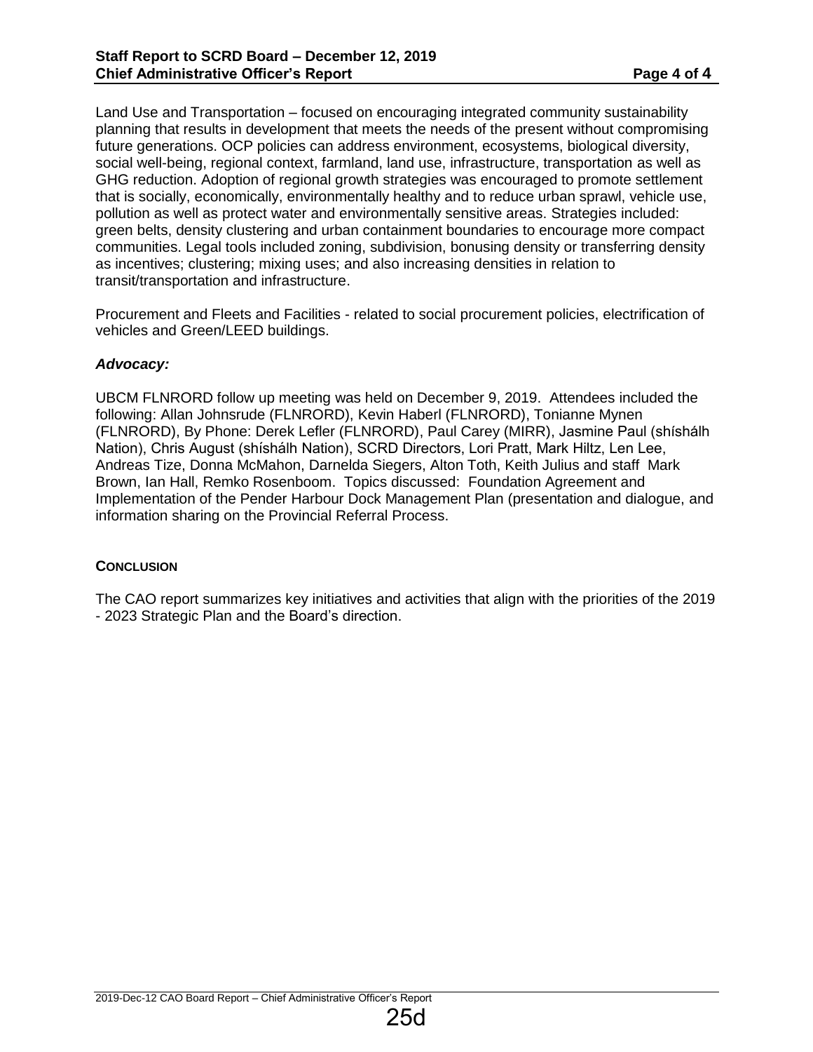Land Use and Transportation – focused on encouraging integrated community sustainability planning that results in development that meets the needs of the present without compromising future generations. OCP policies can address environment, ecosystems, biological diversity, social well-being, regional context, farmland, land use, infrastructure, transportation as well as GHG reduction. Adoption of regional growth strategies was encouraged to promote settlement that is socially, economically, environmentally healthy and to reduce urban sprawl, vehicle use, pollution as well as protect water and environmentally sensitive areas. Strategies included: green belts, density clustering and urban containment boundaries to encourage more compact communities. Legal tools included zoning, subdivision, bonusing density or transferring density as incentives; clustering; mixing uses; and also increasing densities in relation to transit/transportation and infrastructure.

Procurement and Fleets and Facilities - related to social procurement policies, electrification of vehicles and Green/LEED buildings.

***Advocacy:***

UBCM FLNRORD follow up meeting was held on December 9, 2019. Attendees included the following: Allan Johnsrude (FLNRORD), Kevin Haberl (FLNRORD), Tonianne Mynen (FLNRORD), By Phone: Derek Lefler (FLNRORD), Paul Carey (MIRR), Jasmine Paul (shíshálh Nation), Chris August (shíshálh Nation), SCRD Directors, Lori Pratt, Mark Hiltz, Len Lee, Andreas Tize, Donna McMahon, Darnelda Siegers, Alton Toth, Keith Julius and staff Mark Brown, Ian Hall, Remko Rosenboom. Topics discussed: Foundation Agreement and Implementation of the Pender Harbour Dock Management Plan (presentation and dialogue, and information sharing on the Provincial Referral Process.

**CONCLUSION**

The CAO report summarizes key initiatives and activities that align with the priorities of the 2019 - 2023 Strategic Plan and the Board's direction.